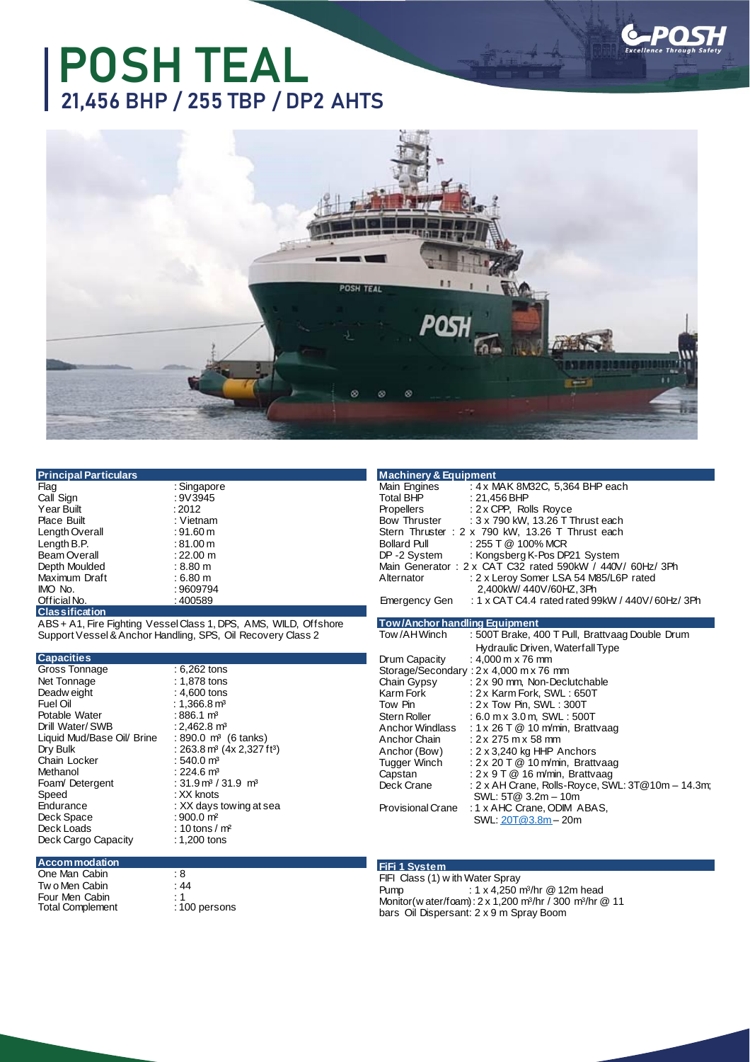# POSH TEAL

## 21,456 BHP / 255 TBP / DP2 AHTS

### Principal Particulars

| | |
|---|---|
| Flag | : Singapore |
| Call Sign | : 9V3945 |
| Year Built | : 2012 |
| Place Built | : Vietnam |
| Length Overall | : 91.60 m |
| Length B.P. | : 81.00 m |
| Beam Overall | : 22.00 m |
| Depth Moulded | : 8.80 m |
| Maximum Draft | : 6.80 m |
| IMO No. | : 9609794 |
| Official No. | : 400589 |

### Classification

ABS + A1, Fire Fighting Vessel Class 1, DPS, AMS, WILD, Offshore Support Vessel & Anchor Handling, SPS, Oil Recovery Class 2

### Capacities

| | |
|---|---|
| Gross Tonnage | : 6,262 tons |
| Net Tonnage | : 1,878 tons |
| Deadweight | : 4,600 tons |
| Fuel Oil | : 1,366.8 m³ |
| Potable Water | : 886.1 m³ |
| Drill Water/ SWB | : 2,462.8 m³ |
| Liquid Mud/Base Oil/ Brine | : 890.0 m³ (6 tanks) |
| Dry Bulk | : 263.8 m³ (4x 2,327 ft³) |
| Chain Locker | : 540.0 m³ |
| Methanol | : 224.6 m³ |
| Foam/ Detergent | : 31.9 m³ / 31.9 m³ |
| Speed | : XX knots |
| Endurance | : XX days towing at sea |
| Deck Space | : 900.0 m² |
| Deck Loads | : 10 tons / m² |
| Deck Cargo Capacity | : 1,200 tons |

### Accommodation

| | |
|---|---|
| One Man Cabin | : 8 |
| Two Men Cabin | : 44 |
| Four Men Cabin | : 1 |
| Total Complement | : 100 persons |

### Machinery & Equipment

| | |
|---|---|
| Main Engines | : 4 x MAK 8M32C, 5,364 BHP each |
| Total BHP | : 21,456 BHP |
| Propellers | : 2 x CPP, Rolls Royce |
| Bow Thruster | : 3 x 790 kW, 13.26 T Thrust each |
| Stern Thruster | : 2 x 790 kW, 13.26 T Thrust each |
| Bollard Pull | : 255 T @ 100% MCR |
| DP-2 System | : Kongsberg K-Pos DP21 System |
| Main Generator | : 2 x CAT C32 rated 590kW / 440V/ 60Hz/ 3Ph |
| Alternator | : 2 x Leroy Somer LSA 54 M85/L6P rated 2,400kW/ 440V/60HZ, 3Ph |
| Emergency Gen | : 1 x CAT C4.4 rated rated 99kW / 440V/ 60Hz/ 3Ph |

### Tow/Anchor handling Equipment

| | |
|---|---|
| Tow/AH Winch | : 500T Brake, 400 T Pull, Brattvaag Double Drum Hydraulic Driven, Waterfall Type |
| Drum Capacity | : 4,000 m x 76 mm |
| Storage/Secondary | : 2 x 4,000 m x 76 mm |
| Chain Gypsy | : 2 x 90 mm, Non-Declutchable |
| Karm Fork | : 2 x Karm Fork, SWL : 650T |
| Tow Pin | : 2 x Tow Pin, SWL : 300T |
| Stern Roller | : 6.0 m x 3.0 m, SWL : 500T |
| Anchor Windlass | : 1 x 26 T @ 10 m/min, Brattvaag |
| Anchor Chain | : 2 x 275 m x 58 mm |
| Anchor (Bow) | : 2 x 3,240 kg HHP Anchors |
| Tugger Winch | : 2 x 20 T @ 10 m/min, Brattvaag |
| Capstan | : 2 x 9 T @ 16 m/min, Brattvaag |
| Deck Crane | : 2 x AH Crane, Rolls-Royce, SWL: 3T@10m – 14.3m; SWL: 5T@ 3.2m – 10m |
| Provisional Crane | : 1 x AHC Crane, ODIM ABAS, SWL: 20T@3.8m – 20m |

### FiFi 1 System

FIFI Class (1) with Water Spray

Pump : 1 x 4,250 m³/hr @ 12m head

Monitor(water/foam): 2 x 1,200 m³/hr / 300 m³/hr @ 11 bars Oil Dispersant: 2 x 9 m Spray Boom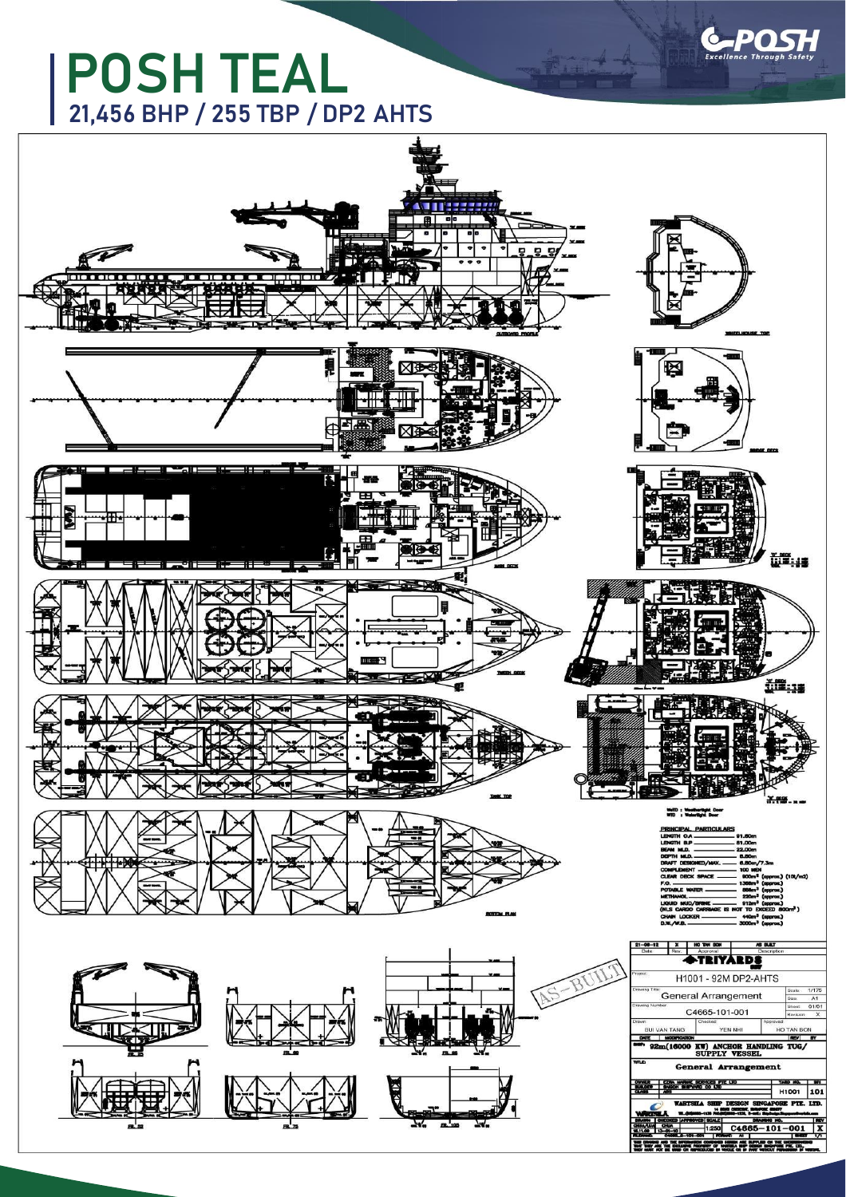# POSH TEAL

## 21,456 BHP / 255 TBP / DP2 AHTS

WsTD : Weathertight Door
WTD : Watertight Door

PRINCIPAL PARTICULARS

| | |
|---|---|
| LENGTH O.A | 91.80m |
| LENGTH B.P | 81.00m |
| BEAM MLD. | 22.00m |
| DEPTH MLD. | 8.80m |
| DRAFT DESIGNED/MAX. | 6.80m/7.3m |
| COMPLEMENT | 100 MEN |
| CLEAR DECK SPACE | 900m² (approx.) (10t/m2) |
| F.O. | 1360m³ (approx.) |
| POTABLE WATER | 898m³ (approx.) |
| METHANOL | 220m³ (approx.) |
| LIQUID MUD/BRINE | 912m³ (approx.) |
| (NLS CARGO CARRIAGE IS NOT TO EXCEED 800m³) | |
| CHAIN LOCKER | 440m³ (approx.) |
| D.W./W.B. | 3000m³ (approx.) |

AS-BUILT

TRIYARDS

Project: H1001 - 92M DP2-AHTS

Drawing Title: General Arrangement

Drawing Number: C4665-101-001

Drawn: BUI VAN TANG | Checked: YEN NHI | Approved: HO TAN BON

92m(16000 KW) ANCHOR HANDLING TUG/ SUPPLY VESSEL

General Arrangement

H1001

WARTSILA SHIP DESIGN SINGAPORE PTE. LTD.

C4665-101-001